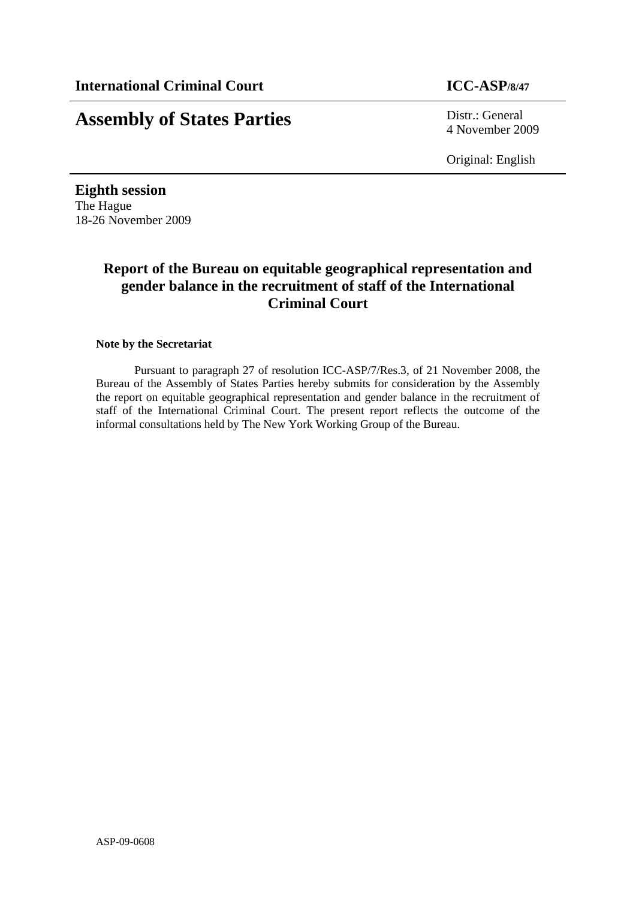**International Criminal Court** **ICC-ASP/8/47**

# Assembly of States Parties

Distr.: General
4 November 2009

Original: English

**Eighth session**
The Hague
18-26 November 2009

## Report of the Bureau on equitable geographical representation and gender balance in the recruitment of staff of the International Criminal Court

**Note by the Secretariat**

Pursuant to paragraph 27 of resolution ICC-ASP/7/Res.3, of 21 November 2008, the Bureau of the Assembly of States Parties hereby submits for consideration by the Assembly the report on equitable geographical representation and gender balance in the recruitment of staff of the International Criminal Court. The present report reflects the outcome of the informal consultations held by The New York Working Group of the Bureau.

ASP-09-0608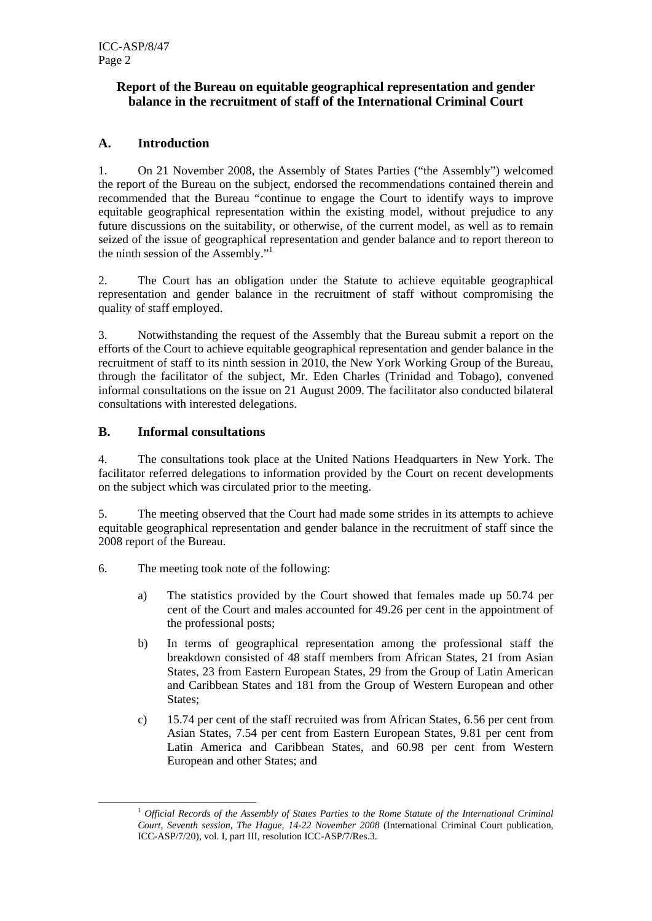## Report of the Bureau on equitable geographical representation and gender balance in the recruitment of staff of the International Criminal Court

### A. Introduction

1. On 21 November 2008, the Assembly of States Parties ("the Assembly") welcomed the report of the Bureau on the subject, endorsed the recommendations contained therein and recommended that the Bureau "continue to engage the Court to identify ways to improve equitable geographical representation within the existing model, without prejudice to any future discussions on the suitability, or otherwise, of the current model, as well as to remain seized of the issue of geographical representation and gender balance and to report thereon to the ninth session of the Assembly."[1]

2. The Court has an obligation under the Statute to achieve equitable geographical representation and gender balance in the recruitment of staff without compromising the quality of staff employed.

3. Notwithstanding the request of the Assembly that the Bureau submit a report on the efforts of the Court to achieve equitable geographical representation and gender balance in the recruitment of staff to its ninth session in 2010, the New York Working Group of the Bureau, through the facilitator of the subject, Mr. Eden Charles (Trinidad and Tobago), convened informal consultations on the issue on 21 August 2009. The facilitator also conducted bilateral consultations with interested delegations.

### B. Informal consultations

4. The consultations took place at the United Nations Headquarters in New York. The facilitator referred delegations to information provided by the Court on recent developments on the subject which was circulated prior to the meeting.

5. The meeting observed that the Court had made some strides in its attempts to achieve equitable geographical representation and gender balance in the recruitment of staff since the 2008 report of the Bureau.

6. The meeting took note of the following:

   a) The statistics provided by the Court showed that females made up 50.74 per cent of the Court and males accounted for 49.26 per cent in the appointment of the professional posts;

   b) In terms of geographical representation among the professional staff the breakdown consisted of 48 staff members from African States, 21 from Asian States, 23 from Eastern European States, 29 from the Group of Latin American and Caribbean States and 181 from the Group of Western European and other States;

   c) 15.74 per cent of the staff recruited was from African States, 6.56 per cent from Asian States, 7.54 per cent from Eastern European States, 9.81 per cent from Latin America and Caribbean States, and 60.98 per cent from Western European and other States; and

---

[1] *Official Records of the Assembly of States Parties to the Rome Statute of the International Criminal Court, Seventh session, The Hague, 14-22 November 2008* (International Criminal Court publication, ICC-ASP/7/20), vol. I, part III, resolution ICC-ASP/7/Res.3.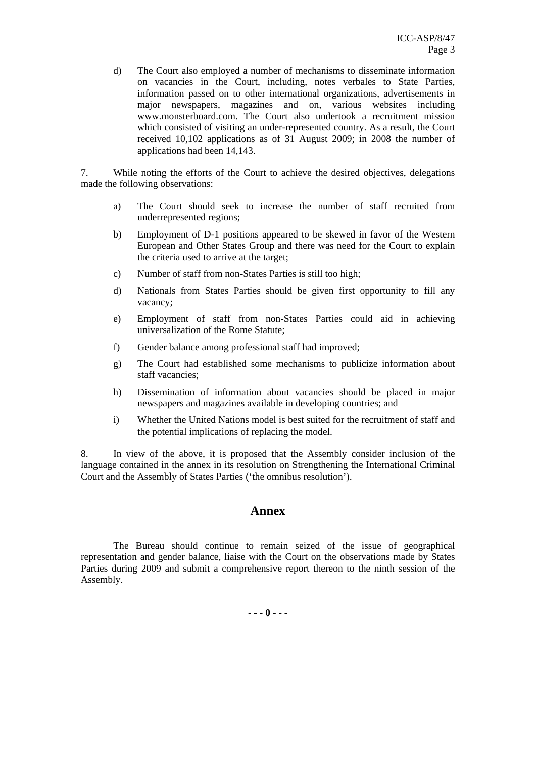d) The Court also employed a number of mechanisms to disseminate information on vacancies in the Court, including, notes verbales to State Parties, information passed on to other international organizations, advertisements in major newspapers, magazines and on, various websites including www.monsterboard.com. The Court also undertook a recruitment mission which consisted of visiting an under-represented country. As a result, the Court received 10,102 applications as of 31 August 2009; in 2008 the number of applications had been 14,143.

7. While noting the efforts of the Court to achieve the desired objectives, delegations made the following observations:

a) The Court should seek to increase the number of staff recruited from underrepresented regions;

b) Employment of D-1 positions appeared to be skewed in favor of the Western European and Other States Group and there was need for the Court to explain the criteria used to arrive at the target;

c) Number of staff from non-States Parties is still too high;

d) Nationals from States Parties should be given first opportunity to fill any vacancy;

e) Employment of staff from non-States Parties could aid in achieving universalization of the Rome Statute;

f) Gender balance among professional staff had improved;

g) The Court had established some mechanisms to publicize information about staff vacancies;

h) Dissemination of information about vacancies should be placed in major newspapers and magazines available in developing countries; and

i) Whether the United Nations model is best suited for the recruitment of staff and the potential implications of replacing the model.

8. In view of the above, it is proposed that the Assembly consider inclusion of the language contained in the annex in its resolution on Strengthening the International Criminal Court and the Assembly of States Parties ('the omnibus resolution').

## Annex

The Bureau should continue to remain seized of the issue of geographical representation and gender balance, liaise with the Court on the observations made by States Parties during 2009 and submit a comprehensive report thereon to the ninth session of the Assembly.

**- - - 0 - - -**